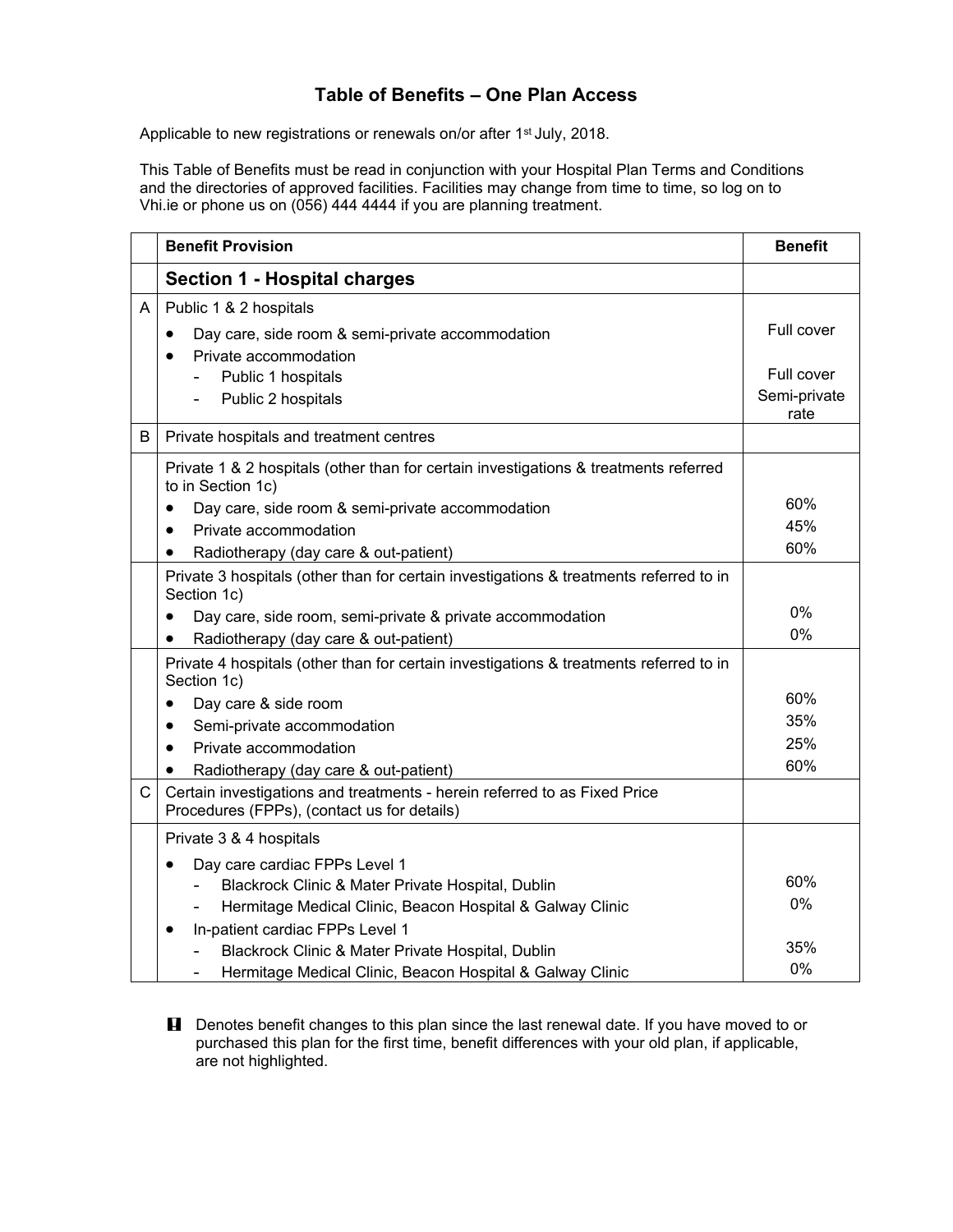# Table of Benefits – One Plan Access

Applicable to new registrations or renewals on/or after 1st July, 2018.

This Table of Benefits must be read in conjunction with your Hospital Plan Terms and Conditions and the directories of approved facilities. Facilities may change from time to time, so log on to Vhi.ie or phone us on (056) 444 4444 if you are planning treatment.

| | Benefit Provision | Benefit |
|---|---|---|
| | **Section 1 - Hospital charges** | |
| A | Public 1 & 2 hospitals | |
| | • Day care, side room & semi-private accommodation | Full cover |
| | • Private accommodation | |
| | - Public 1 hospitals | Full cover |
| | - Public 2 hospitals | Semi-private rate |
| B | Private hospitals and treatment centres | |
| | Private 1 & 2 hospitals (other than for certain investigations & treatments referred to in Section 1c) | |
| | • Day care, side room & semi-private accommodation | 60% |
| | • Private accommodation | 45% |
| | • Radiotherapy (day care & out-patient) | 60% |
| | Private 3 hospitals (other than for certain investigations & treatments referred to in Section 1c) | |
| | • Day care, side room, semi-private & private accommodation | 0% |
| | • Radiotherapy (day care & out-patient) | 0% |
| | Private 4 hospitals (other than for certain investigations & treatments referred to in Section 1c) | |
| | • Day care & side room | 60% |
| | • Semi-private accommodation | 35% |
| | • Private accommodation | 25% |
| | • Radiotherapy (day care & out-patient) | 60% |
| C | Certain investigations and treatments - herein referred to as Fixed Price Procedures (FPPs), (contact us for details) | |
| | Private 3 & 4 hospitals | |
| | • Day care cardiac FPPs Level 1 | |
| | - Blackrock Clinic & Mater Private Hospital, Dublin | 60% |
| | - Hermitage Medical Clinic, Beacon Hospital & Galway Clinic | 0% |
| | • In-patient cardiac FPPs Level 1 | |
| | - Blackrock Clinic & Mater Private Hospital, Dublin | 35% |
| | - Hermitage Medical Clinic, Beacon Hospital & Galway Clinic | 0% |

! Denotes benefit changes to this plan since the last renewal date. If you have moved to or purchased this plan for the first time, benefit differences with your old plan, if applicable, are not highlighted.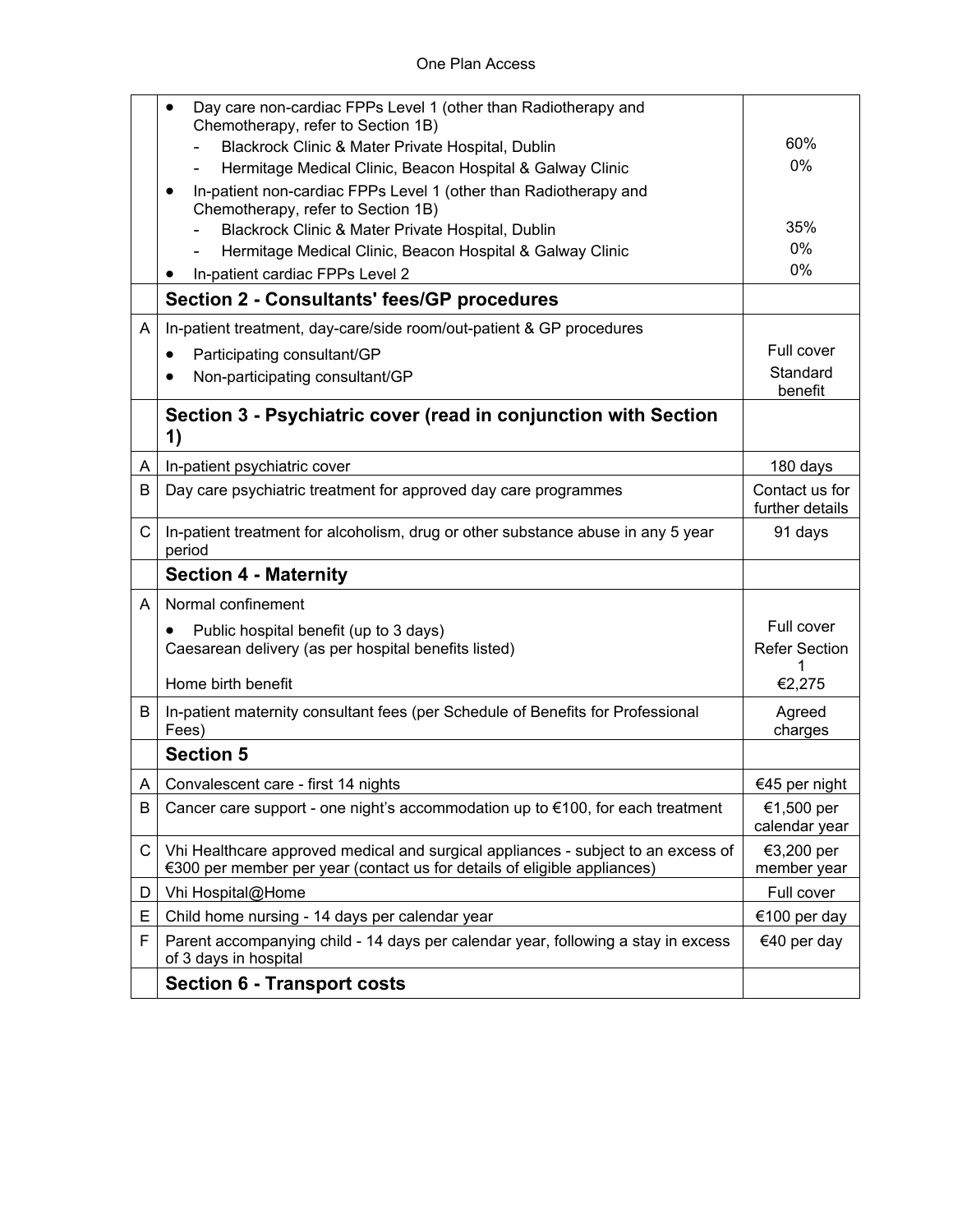| | | |
|---|---|---|
| | • Day care non-cardiac FPPs Level 1 (other than Radiotherapy and Chemotherapy, refer to Section 1B)<br>- Blackrock Clinic & Mater Private Hospital, Dublin<br>- Hermitage Medical Clinic, Beacon Hospital & Galway Clinic<br>• In-patient non-cardiac FPPs Level 1 (other than Radiotherapy and Chemotherapy, refer to Section 1B)<br>- Blackrock Clinic & Mater Private Hospital, Dublin<br>- Hermitage Medical Clinic, Beacon Hospital & Galway Clinic<br>• In-patient cardiac FPPs Level 2 | <br>60%<br>0%<br><br>35%<br>0%<br>0% |
| | **Section 2 - Consultants' fees/GP procedures** | |
| A | In-patient treatment, day-care/side room/out-patient & GP procedures<br>• Participating consultant/GP<br>• Non-participating consultant/GP | <br>Full cover<br>Standard benefit |
| | **Section 3 - Psychiatric cover (read in conjunction with Section 1)** | |
| A | In-patient psychiatric cover | 180 days |
| B | Day care psychiatric treatment for approved day care programmes | Contact us for further details |
| C | In-patient treatment for alcoholism, drug or other substance abuse in any 5 year period | 91 days |
| | **Section 4 - Maternity** | |
| A | Normal confinement<br>• Public hospital benefit (up to 3 days)<br>Caesarean delivery (as per hospital benefits listed)<br>Home birth benefit | <br>Full cover<br>Refer Section 1<br>€2,275 |
| B | In-patient maternity consultant fees (per Schedule of Benefits for Professional Fees) | Agreed charges |
| | **Section 5** | |
| A | Convalescent care - first 14 nights | €45 per night |
| B | Cancer care support - one night's accommodation up to €100, for each treatment | €1,500 per calendar year |
| C | Vhi Healthcare approved medical and surgical appliances - subject to an excess of €300 per member per year (contact us for details of eligible appliances) | €3,200 per member year |
| D | Vhi Hospital@Home | Full cover |
| E | Child home nursing - 14 days per calendar year | €100 per day |
| F | Parent accompanying child - 14 days per calendar year, following a stay in excess of 3 days in hospital | €40 per day |
| | **Section 6 - Transport costs** | |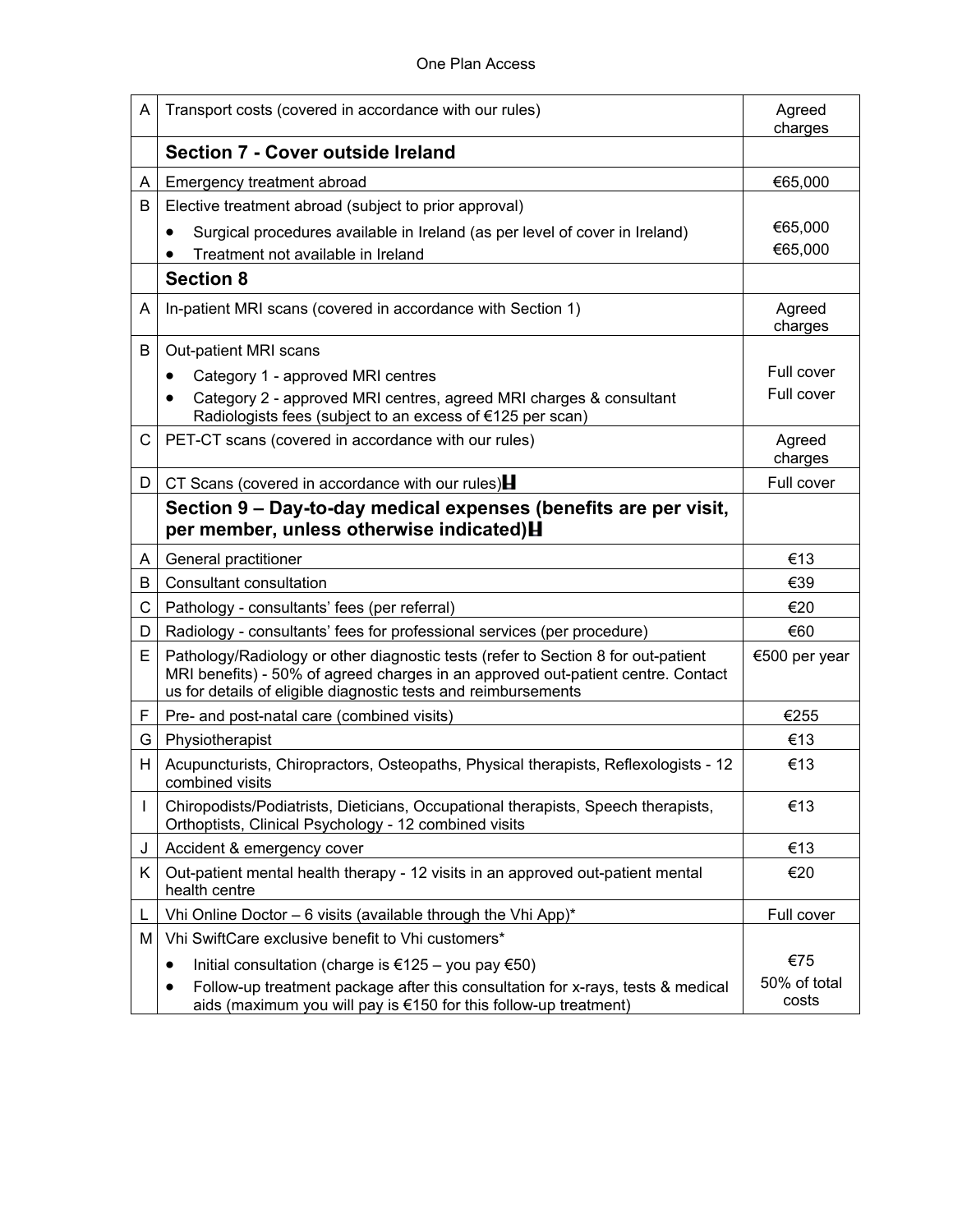| | | |
|---|---|---|
| A | Transport costs (covered in accordance with our rules) | Agreed charges |
| | **Section 7 - Cover outside Ireland** | |
| A | Emergency treatment abroad | €65,000 |
| B | Elective treatment abroad (subject to prior approval)<br>• Surgical procedures available in Ireland (as per level of cover in Ireland)<br>• Treatment not available in Ireland | <br>€65,000<br>€65,000 |
| | **Section 8** | |
| A | In-patient MRI scans (covered in accordance with Section 1) | Agreed charges |
| B | Out-patient MRI scans<br>• Category 1 - approved MRI centres<br>• Category 2 - approved MRI centres, agreed MRI charges & consultant Radiologists fees (subject to an excess of €125 per scan) | <br>Full cover<br>Full cover |
| C | PET-CT scans (covered in accordance with our rules) | Agreed charges |
| D | CT Scans (covered in accordance with our rules)H | Full cover |
| | **Section 9 – Day-to-day medical expenses (benefits are per visit, per member, unless otherwise indicated)H** | |
| A | General practitioner | €13 |
| B | Consultant consultation | €39 |
| C | Pathology - consultants' fees (per referral) | €20 |
| D | Radiology - consultants' fees for professional services (per procedure) | €60 |
| E | Pathology/Radiology or other diagnostic tests (refer to Section 8 for out-patient MRI benefits) - 50% of agreed charges in an approved out-patient centre. Contact us for details of eligible diagnostic tests and reimbursements | €500 per year |
| F | Pre- and post-natal care (combined visits) | €255 |
| G | Physiotherapist | €13 |
| H | Acupuncturists, Chiropractors, Osteopaths, Physical therapists, Reflexologists - 12 combined visits | €13 |
| I | Chiropodists/Podiatrists, Dieticians, Occupational therapists, Speech therapists, Orthoptists, Clinical Psychology - 12 combined visits | €13 |
| J | Accident & emergency cover | €13 |
| K | Out-patient mental health therapy - 12 visits in an approved out-patient mental health centre | €20 |
| L | Vhi Online Doctor – 6 visits (available through the Vhi App)* | Full cover |
| M | Vhi SwiftCare exclusive benefit to Vhi customers*<br>• Initial consultation (charge is €125 – you pay €50)<br>• Follow-up treatment package after this consultation for x-rays, tests & medical aids (maximum you will pay is €150 for this follow-up treatment) | <br>€75<br>50% of total costs |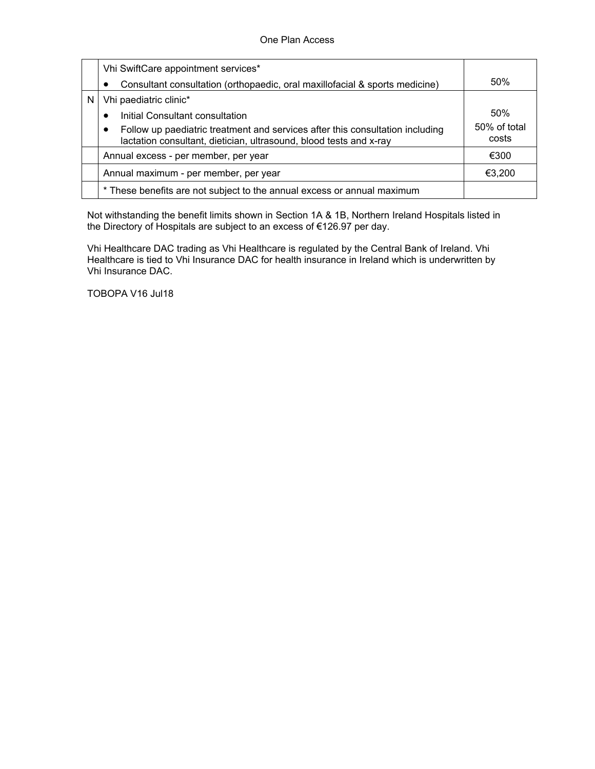| | | |
|---|---|---|
| | Vhi SwiftCare appointment services*<br>• Consultant consultation (orthopaedic, oral maxillofacial & sports medicine) | 50% |
| N | Vhi paediatric clinic*<br>• Initial Consultant consultation<br>• Follow up paediatric treatment and services after this consultation including lactation consultant, dietician, ultrasound, blood tests and x-ray | 50%<br>50% of total costs |
| | Annual excess - per member, per year | €300 |
| | Annual maximum - per member, per year | €3,200 |
| | * These benefits are not subject to the annual excess or annual maximum | |

Not withstanding the benefit limits shown in Section 1A & 1B, Northern Ireland Hospitals listed in the Directory of Hospitals are subject to an excess of €126.97 per day.

Vhi Healthcare DAC trading as Vhi Healthcare is regulated by the Central Bank of Ireland. Vhi Healthcare is tied to Vhi Insurance DAC for health insurance in Ireland which is underwritten by Vhi Insurance DAC.

TOBOPA V16 Jul18